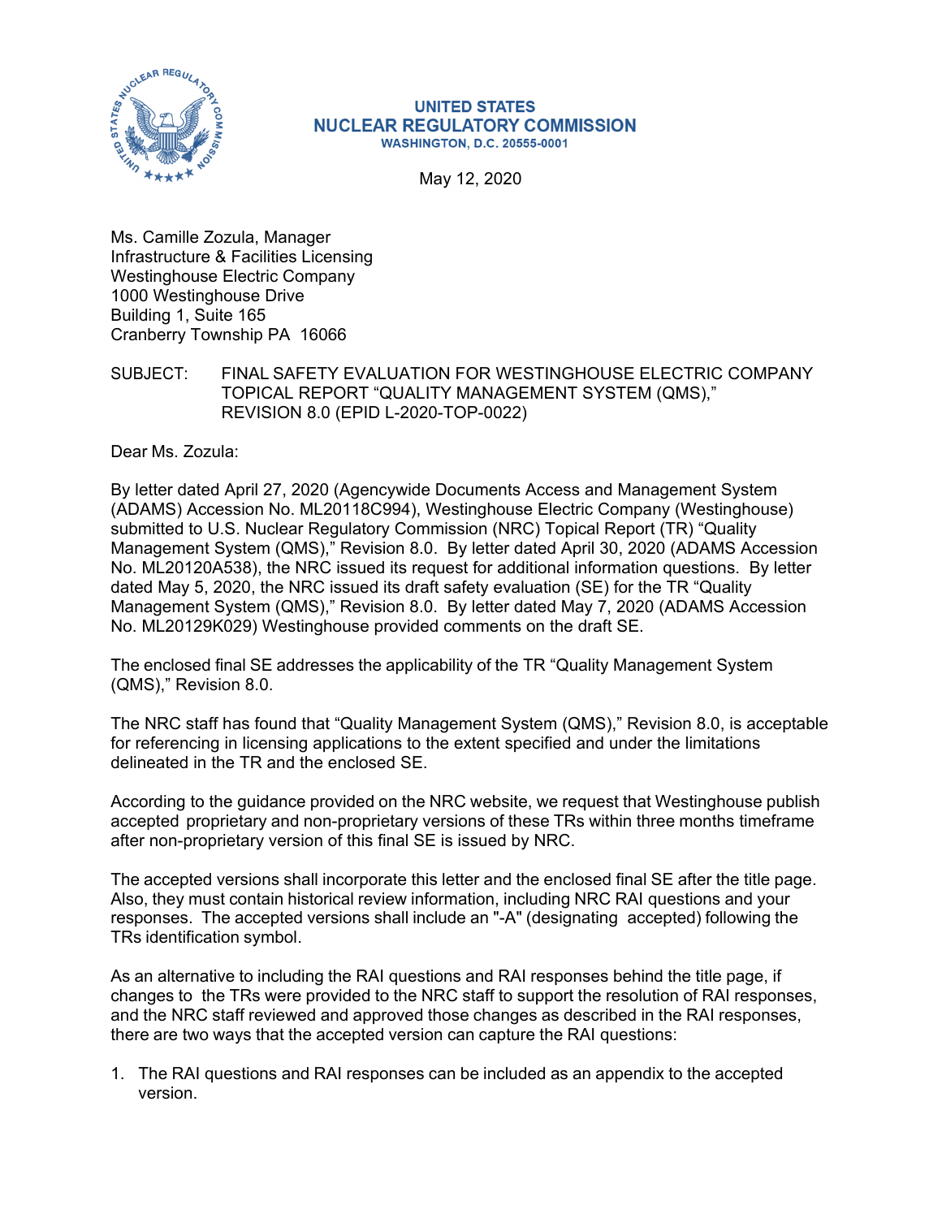UNITED STATES
NUCLEAR REGULATORY COMMISSION
WASHINGTON, D.C. 20555-0001

May 12, 2020

Ms. Camille Zozula, Manager
Infrastructure & Facilities Licensing
Westinghouse Electric Company
1000 Westinghouse Drive
Building 1, Suite 165
Cranberry Township PA 16066

SUBJECT: FINAL SAFETY EVALUATION FOR WESTINGHOUSE ELECTRIC COMPANY TOPICAL REPORT "QUALITY MANAGEMENT SYSTEM (QMS)," REVISION 8.0 (EPID L-2020-TOP-0022)

Dear Ms. Zozula:

By letter dated April 27, 2020 (Agencywide Documents Access and Management System (ADAMS) Accession No. ML20118C994), Westinghouse Electric Company (Westinghouse) submitted to U.S. Nuclear Regulatory Commission (NRC) Topical Report (TR) "Quality Management System (QMS)," Revision 8.0. By letter dated April 30, 2020 (ADAMS Accession No. ML20120A538), the NRC issued its request for additional information questions. By letter dated May 5, 2020, the NRC issued its draft safety evaluation (SE) for the TR "Quality Management System (QMS)," Revision 8.0. By letter dated May 7, 2020 (ADAMS Accession No. ML20129K029) Westinghouse provided comments on the draft SE.

The enclosed final SE addresses the applicability of the TR "Quality Management System (QMS)," Revision 8.0.

The NRC staff has found that "Quality Management System (QMS)," Revision 8.0, is acceptable for referencing in licensing applications to the extent specified and under the limitations delineated in the TR and the enclosed SE.

According to the guidance provided on the NRC website, we request that Westinghouse publish accepted proprietary and non-proprietary versions of these TRs within three months timeframe after non-proprietary version of this final SE is issued by NRC.

The accepted versions shall incorporate this letter and the enclosed final SE after the title page. Also, they must contain historical review information, including NRC RAI questions and your responses. The accepted versions shall include an "-A" (designating accepted) following the TRs identification symbol.

As an alternative to including the RAI questions and RAI responses behind the title page, if changes to the TRs were provided to the NRC staff to support the resolution of RAI responses, and the NRC staff reviewed and approved those changes as described in the RAI responses, there are two ways that the accepted version can capture the RAI questions:

1. The RAI questions and RAI responses can be included as an appendix to the accepted version.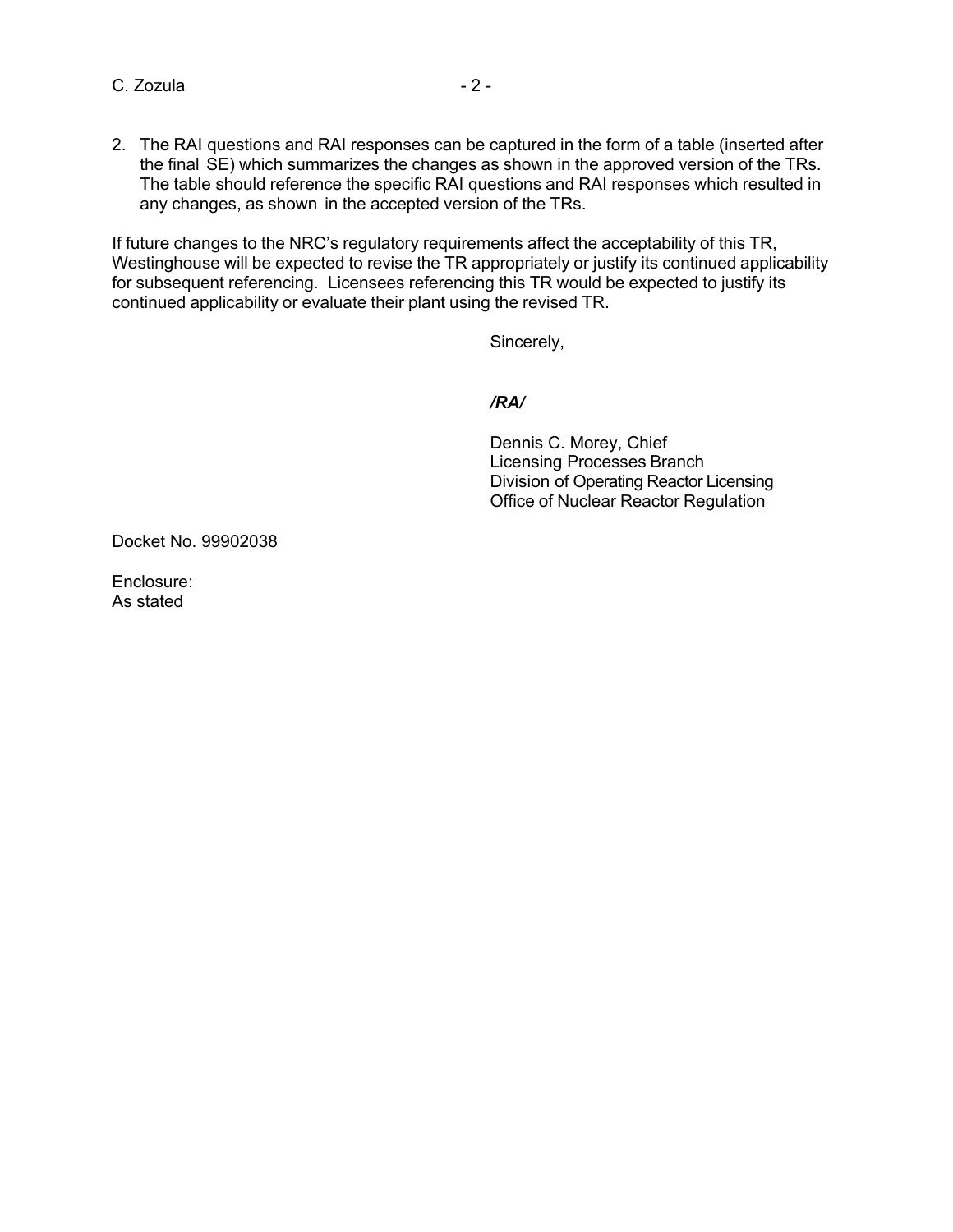2. The RAI questions and RAI responses can be captured in the form of a table (inserted after the final SE) which summarizes the changes as shown in the approved version of the TRs. The table should reference the specific RAI questions and RAI responses which resulted in any changes, as shown in the accepted version of the TRs.

If future changes to the NRC's regulatory requirements affect the acceptability of this TR, Westinghouse will be expected to revise the TR appropriately or justify its continued applicability for subsequent referencing. Licensees referencing this TR would be expected to justify its continued applicability or evaluate their plant using the revised TR.

Sincerely,

*/RA/*

Dennis C. Morey, Chief
Licensing Processes Branch
Division of Operating Reactor Licensing
Office of Nuclear Reactor Regulation

Docket No. 99902038

Enclosure:
As stated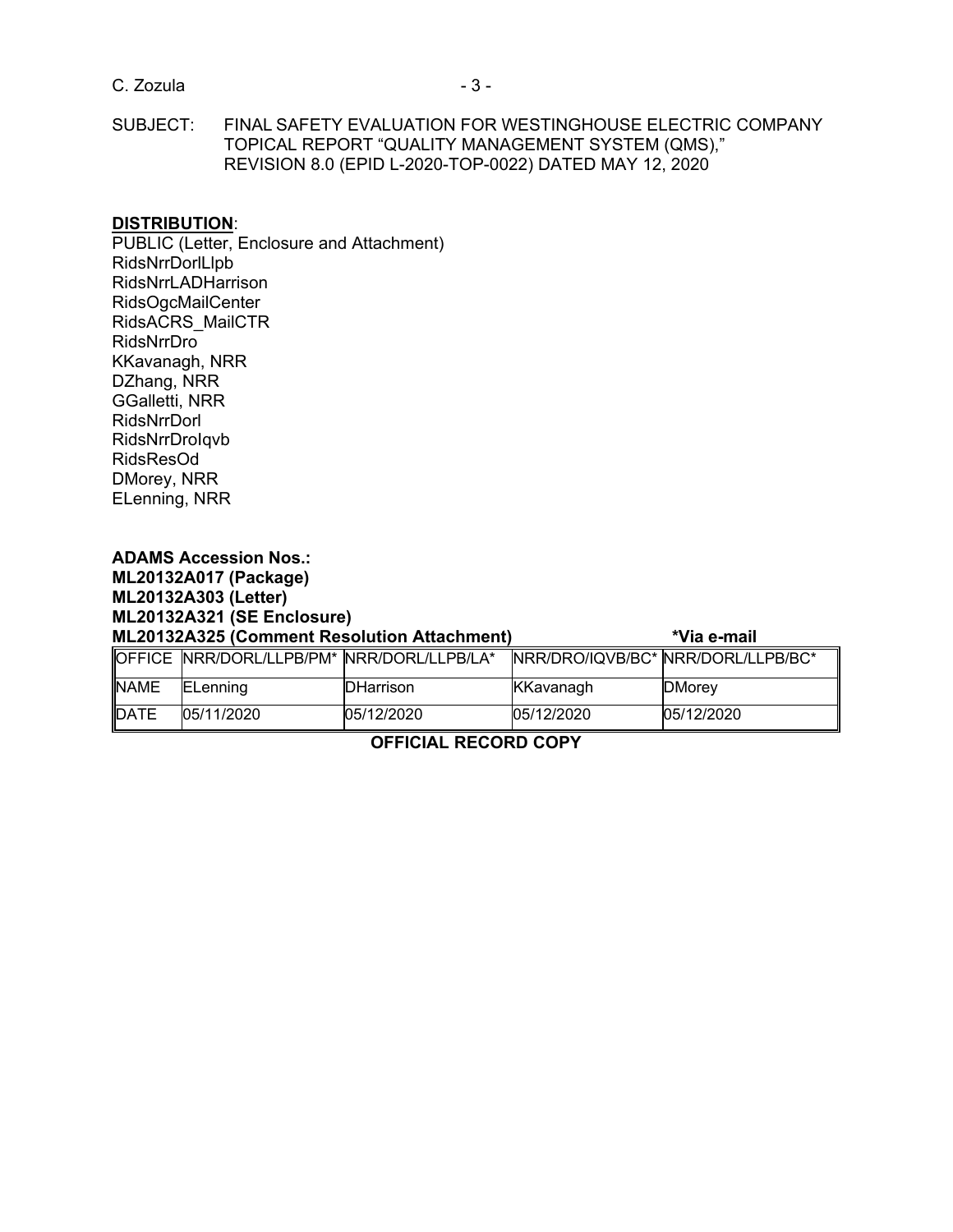SUBJECT: FINAL SAFETY EVALUATION FOR WESTINGHOUSE ELECTRIC COMPANY TOPICAL REPORT "QUALITY MANAGEMENT SYSTEM (QMS)," REVISION 8.0 (EPID L-2020-TOP-0022) DATED MAY 12, 2020

**DISTRIBUTION**:

PUBLIC (Letter, Enclosure and Attachment)
RidsNrrDorlLlpb
RidsNrrLADHarrison
RidsOgcMailCenter
RidsACRS_MailCTR
RidsNrrDro
KKavanagh, NRR
DZhang, NRR
GGalletti, NRR
RidsNrrDorl
RidsNrrDroIqvb
RidsResOd
DMorey, NRR
ELenning, NRR

**ADAMS Accession Nos.:**
**ML20132A017 (Package)**
**ML20132A303 (Letter)**
**ML20132A321 (SE Enclosure)**
**ML20132A325 (Comment Resolution Attachment)** **\*Via e-mail**

| OFFICE | NRR/DORL/LLPB/PM* | NRR/DORL/LLPB/LA* | NRR/DRO/IQVB/BC* | NRR/DORL/LLPB/BC* |
|---|---|---|---|---|
| NAME | ELenning | DHarrison | KKavanagh | DMorey |
| DATE | 05/11/2020 | 05/12/2020 | 05/12/2020 | 05/12/2020 |

**OFFICIAL RECORD COPY**